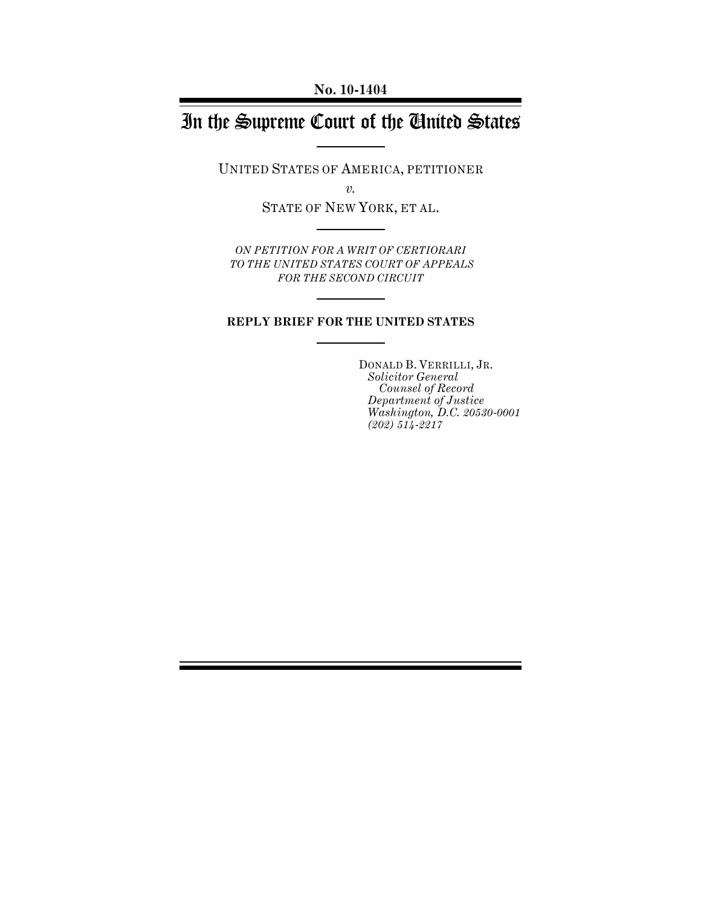**No. 10-1404**

# In the Supreme Court of the United States

UNITED STATES OF AMERICA, PETITIONER

*v.*

STATE OF NEW YORK, ET AL.

*ON PETITION FOR A WRIT OF CERTIORARI TO THE UNITED STATES COURT OF APPEALS FOR THE SECOND CIRCUIT*

**REPLY BRIEF FOR THE UNITED STATES**

DONALD B. VERRILLI, JR.
*Solicitor General*
*Counsel of Record*
*Department of Justice*
*Washington, D.C. 20530-0001*
*(202) 514-2217*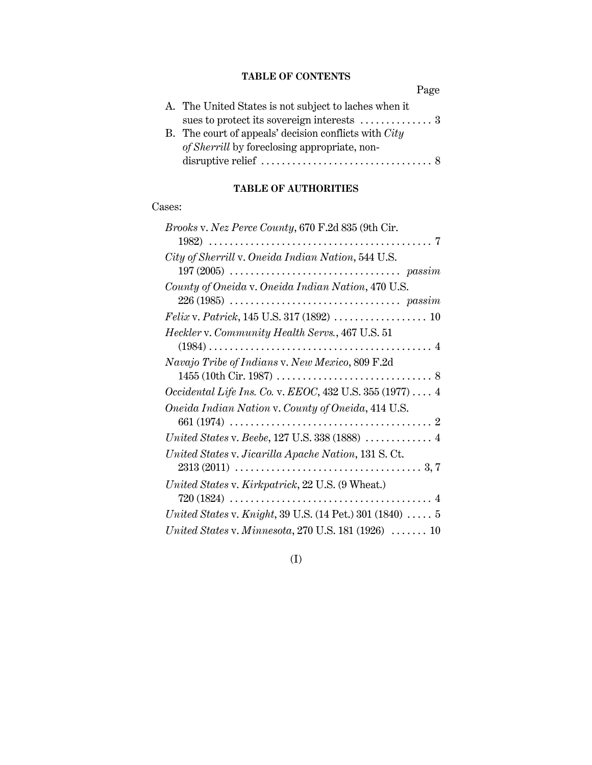## TABLE OF CONTENTS

Page

A. The United States is not subject to laches when it sues to protect its sovereign interests . . . . . . . . . . . . . . 3

B. The court of appeals' decision conflicts with *City of Sherrill* by foreclosing appropriate, non-disruptive relief . . . . . . . . . . . . . . . . . . . . . . . . . . . . . . . . 8

## TABLE OF AUTHORITIES

Cases:

*Brooks* v. *Nez Perce County*, 670 F.2d 835 (9th Cir. 1982) . . . . . . . . . . . . . . . . . . . . . . . . . . . . . . . . . . . . . . . . . . 7

*City of Sherrill* v. *Oneida Indian Nation*, 544 U.S. 197 (2005) . . . . . . . . . . . . . . . . . . . . . . . . . . . . . . . . . *passim*

*County of Oneida* v. *Oneida Indian Nation*, 470 U.S. 226 (1985) . . . . . . . . . . . . . . . . . . . . . . . . . . . . . . . . . *passim*

*Felix* v. *Patrick*, 145 U.S. 317 (1892) . . . . . . . . . . . . . . . . . . 10

*Heckler* v. *Community Health Servs.*, 467 U.S. 51 (1984) . . . . . . . . . . . . . . . . . . . . . . . . . . . . . . . . . . . . . . . . . . . 4

*Navajo Tribe of Indians* v. *New Mexico*, 809 F.2d 1455 (10th Cir. 1987) . . . . . . . . . . . . . . . . . . . . . . . . . . . . . . 8

*Occidental Life Ins. Co.* v. *EEOC*, 432 U.S. 355 (1977) . . . . 4

*Oneida Indian Nation* v. *County of Oneida*, 414 U.S. 661 (1974) . . . . . . . . . . . . . . . . . . . . . . . . . . . . . . . . . . . . . . . 2

*United States* v. *Beebe*, 127 U.S. 338 (1888) . . . . . . . . . . . . . 4

*United States* v. *Jicarilla Apache Nation*, 131 S. Ct. 2313 (2011) . . . . . . . . . . . . . . . . . . . . . . . . . . . . . . . . . . . . 3, 7

*United States* v. *Kirkpatrick*, 22 U.S. (9 Wheat.) 720 (1824) . . . . . . . . . . . . . . . . . . . . . . . . . . . . . . . . . . . . . . . 4

*United States* v. *Knight*, 39 U.S. (14 Pet.) 301 (1840) . . . . . 5

*United States* v. *Minnesota*, 270 U.S. 181 (1926) . . . . . . . 10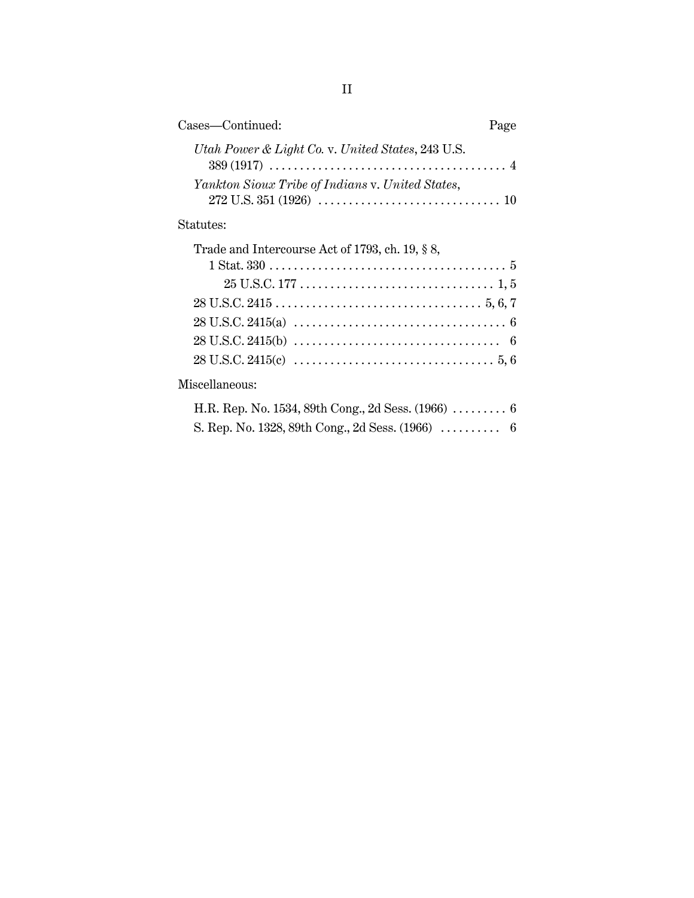Cases—Continued: Page

*Utah Power & Light Co.* v. *United States*, 243 U.S. 389 (1917) . . . . . . . . . . . . . . . . . . . . . . . . . . . . . . . . . . . . . . . 4

*Yankton Sioux Tribe of Indians* v. *United States*, 272 U.S. 351 (1926) . . . . . . . . . . . . . . . . . . . . . . . . . . . . . . 10

Statutes:

Trade and Intercourse Act of 1793, ch. 19, § 8, 1 Stat. 330 . . . . . . . . . . . . . . . . . . . . . . . . . . . . . . . . . . . . . . . 5

25 U.S.C. 177 . . . . . . . . . . . . . . . . . . . . . . . . . . . . . . . . 1, 5

28 U.S.C. 2415 . . . . . . . . . . . . . . . . . . . . . . . . . . . . . . . . . . 5, 6, 7

28 U.S.C. 2415(a) . . . . . . . . . . . . . . . . . . . . . . . . . . . . . . . . . . . 6

28 U.S.C. 2415(b) . . . . . . . . . . . . . . . . . . . . . . . . . . . . . . . . . . 6

28 U.S.C. 2415(c) . . . . . . . . . . . . . . . . . . . . . . . . . . . . . . . . . 5, 6

Miscellaneous:

H.R. Rep. No. 1534, 89th Cong., 2d Sess. (1966) . . . . . . . . . 6

S. Rep. No. 1328, 89th Cong., 2d Sess. (1966) . . . . . . . . . . 6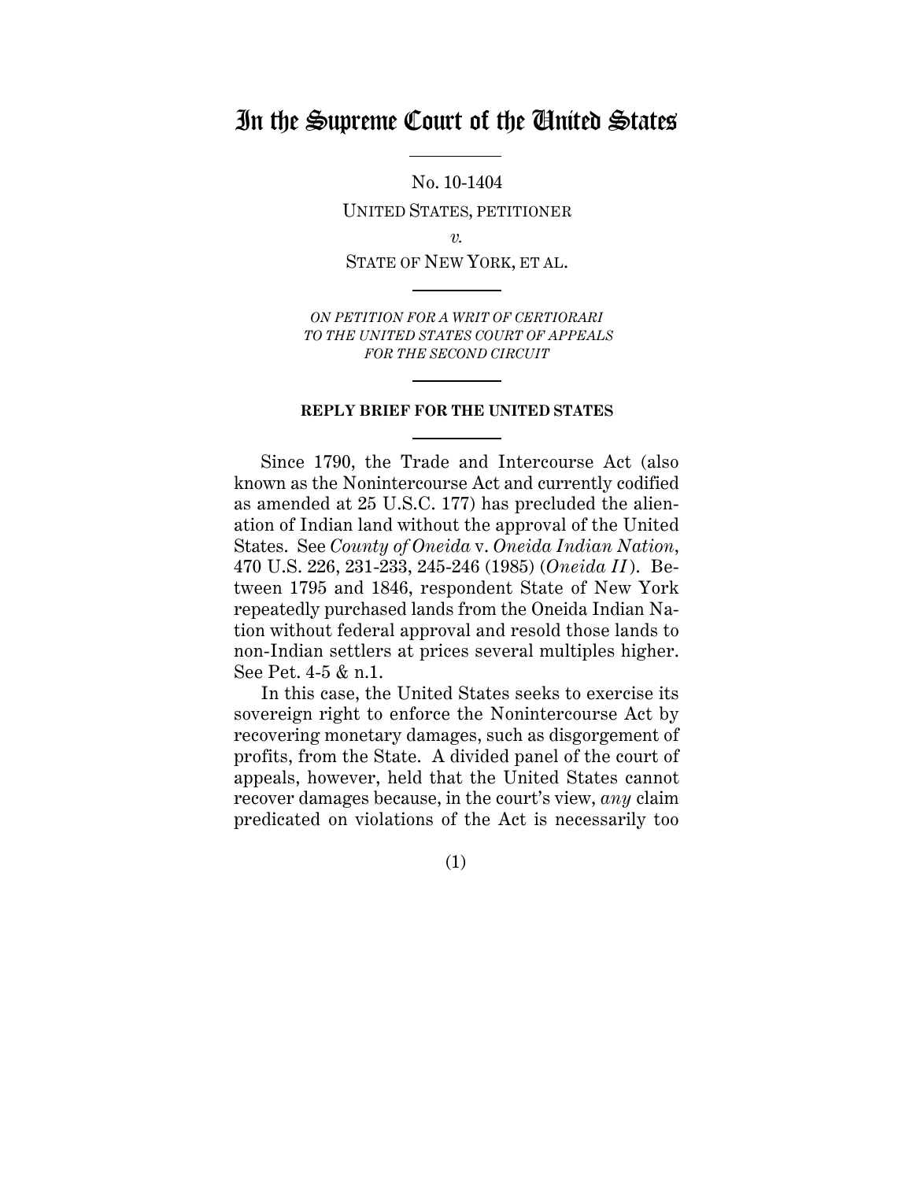# In the Supreme Court of the United States

No. 10-1404

UNITED STATES, PETITIONER

*v.*

STATE OF NEW YORK, ET AL.

*ON PETITION FOR A WRIT OF CERTIORARI TO THE UNITED STATES COURT OF APPEALS FOR THE SECOND CIRCUIT*

**REPLY BRIEF FOR THE UNITED STATES**

Since 1790, the Trade and Intercourse Act (also known as the Nonintercourse Act and currently codified as amended at 25 U.S.C. 177) has precluded the alienation of Indian land without the approval of the United States. See *County of Oneida* v. *Oneida Indian Nation*, 470 U.S. 226, 231-233, 245-246 (1985) (*Oneida II*). Between 1795 and 1846, respondent State of New York repeatedly purchased lands from the Oneida Indian Nation without federal approval and resold those lands to non-Indian settlers at prices several multiples higher. See Pet. 4-5 & n.1.

In this case, the United States seeks to exercise its sovereign right to enforce the Nonintercourse Act by recovering monetary damages, such as disgorgement of profits, from the State. A divided panel of the court of appeals, however, held that the United States cannot recover damages because, in the court's view, *any* claim predicated on violations of the Act is necessarily too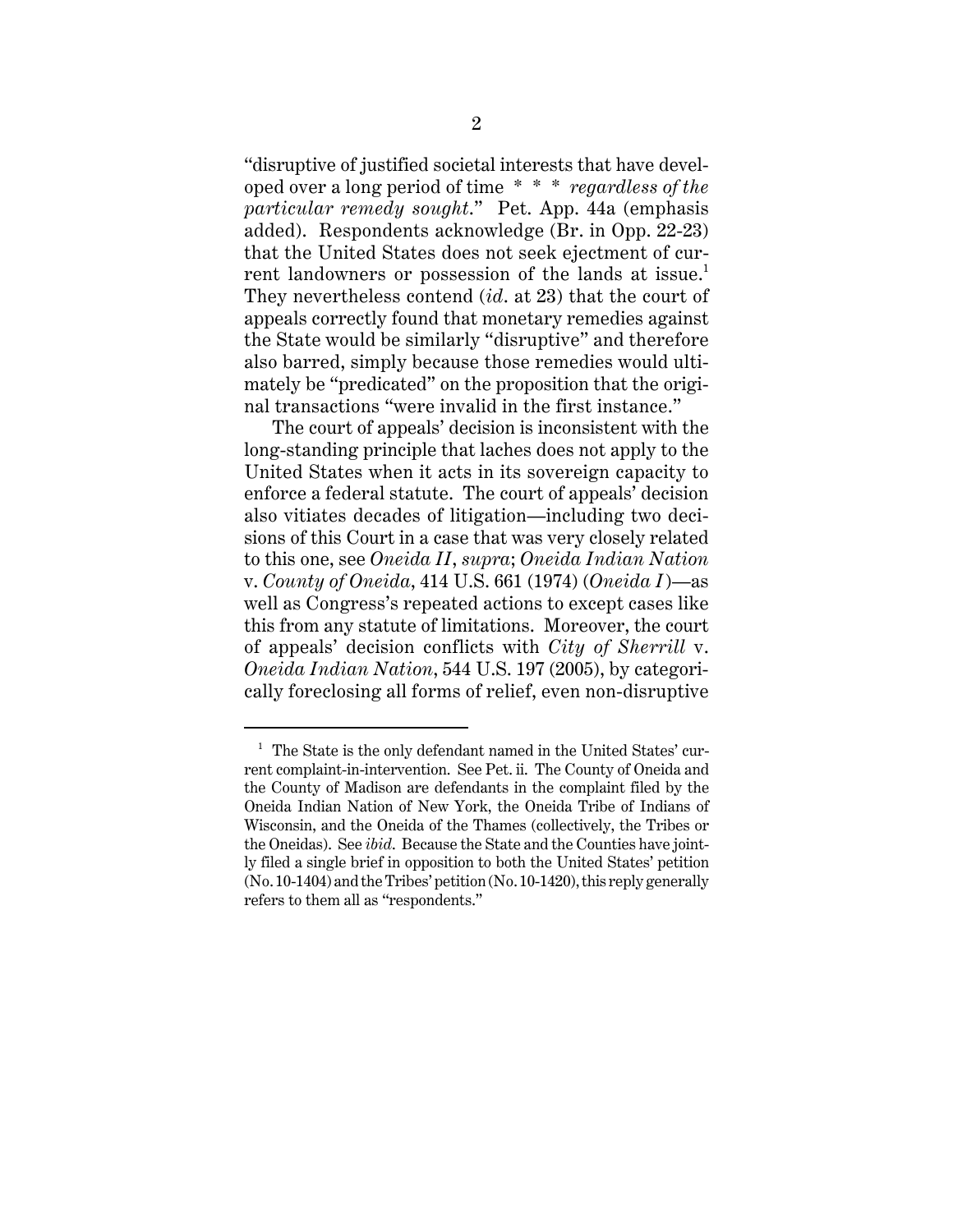"disruptive of justified societal interests that have developed over a long period of time * * * *regardless of the particular remedy sought*." Pet. App. 44a (emphasis added). Respondents acknowledge (Br. in Opp. 22-23) that the United States does not seek ejectment of current landowners or possession of the lands at issue.[1] They nevertheless contend (*id*. at 23) that the court of appeals correctly found that monetary remedies against the State would be similarly "disruptive" and therefore also barred, simply because those remedies would ultimately be "predicated" on the proposition that the original transactions "were invalid in the first instance."

The court of appeals' decision is inconsistent with the long-standing principle that laches does not apply to the United States when it acts in its sovereign capacity to enforce a federal statute. The court of appeals' decision also vitiates decades of litigation—including two decisions of this Court in a case that was very closely related to this one, see *Oneida II*, *supra*; *Oneida Indian Nation* v. *County of Oneida*, 414 U.S. 661 (1974) (*Oneida I*)—as well as Congress's repeated actions to except cases like this from any statute of limitations. Moreover, the court of appeals' decision conflicts with *City of Sherrill* v. *Oneida Indian Nation*, 544 U.S. 197 (2005), by categorically foreclosing all forms of relief, even non-disruptive

---

[1] The State is the only defendant named in the United States' current complaint-in-intervention. See Pet. ii. The County of Oneida and the County of Madison are defendants in the complaint filed by the Oneida Indian Nation of New York, the Oneida Tribe of Indians of Wisconsin, and the Oneida of the Thames (collectively, the Tribes or the Oneidas). See *ibid*. Because the State and the Counties have jointly filed a single brief in opposition to both the United States' petition (No. 10-1404) and the Tribes' petition (No. 10-1420), this reply generally refers to them all as "respondents."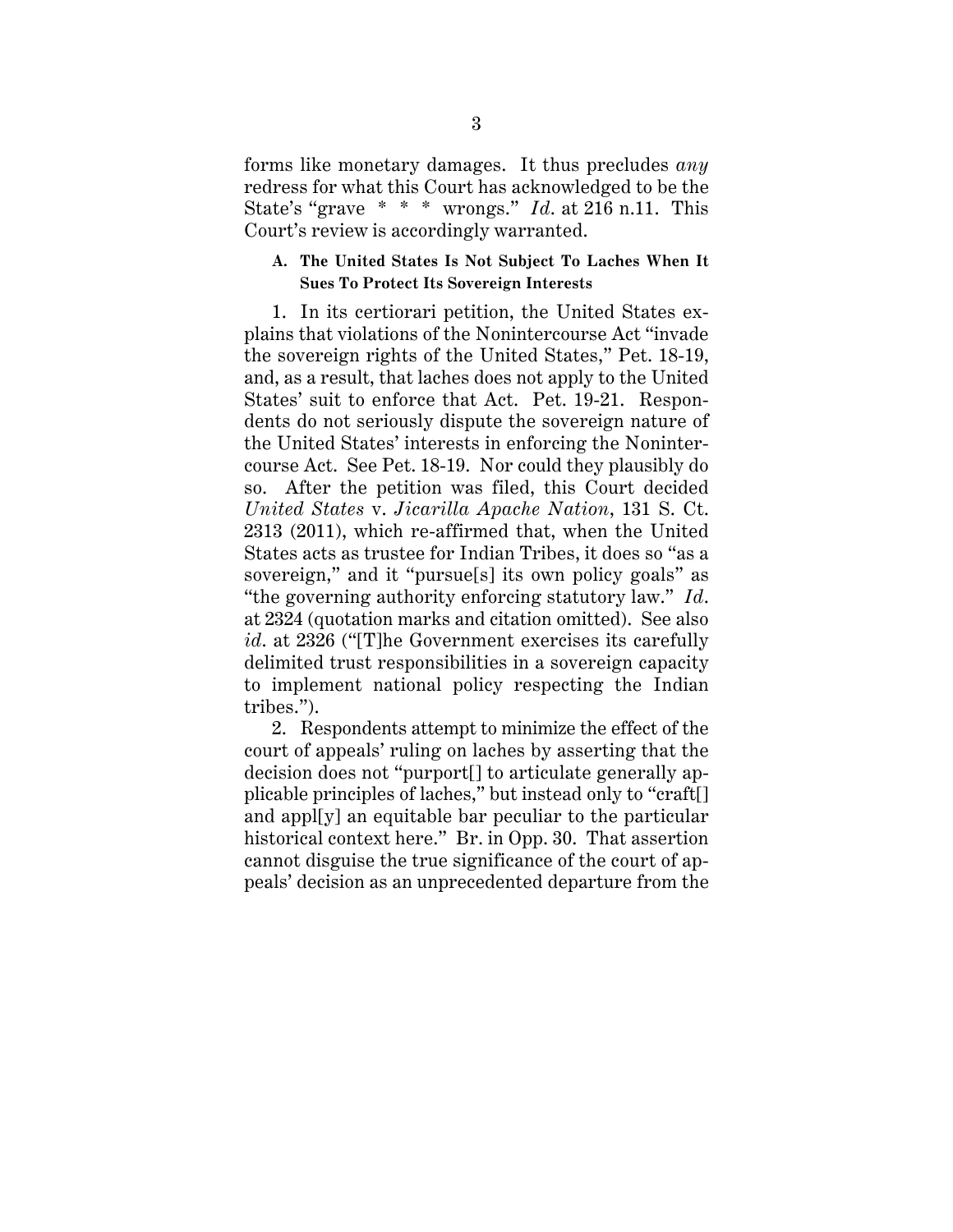forms like monetary damages. It thus precludes *any* redress for what this Court has acknowledged to be the State's "grave * * * wrongs." *Id.* at 216 n.11. This Court's review is accordingly warranted.

### A. The United States Is Not Subject To Laches When It Sues To Protect Its Sovereign Interests

1. In its certiorari petition, the United States explains that violations of the Nonintercourse Act "invade the sovereign rights of the United States," Pet. 18-19, and, as a result, that laches does not apply to the United States' suit to enforce that Act. Pet. 19-21. Respondents do not seriously dispute the sovereign nature of the United States' interests in enforcing the Nonintercourse Act. See Pet. 18-19. Nor could they plausibly do so. After the petition was filed, this Court decided *United States* v. *Jicarilla Apache Nation*, 131 S. Ct. 2313 (2011), which re-affirmed that, when the United States acts as trustee for Indian Tribes, it does so "as a sovereign," and it "pursue[s] its own policy goals" as "the governing authority enforcing statutory law." *Id.* at 2324 (quotation marks and citation omitted). See also *id.* at 2326 ("[T]he Government exercises its carefully delimited trust responsibilities in a sovereign capacity to implement national policy respecting the Indian tribes.").

2. Respondents attempt to minimize the effect of the court of appeals' ruling on laches by asserting that the decision does not "purport[] to articulate generally applicable principles of laches," but instead only to "craft[] and appl[y] an equitable bar peculiar to the particular historical context here." Br. in Opp. 30. That assertion cannot disguise the true significance of the court of appeals' decision as an unprecedented departure from the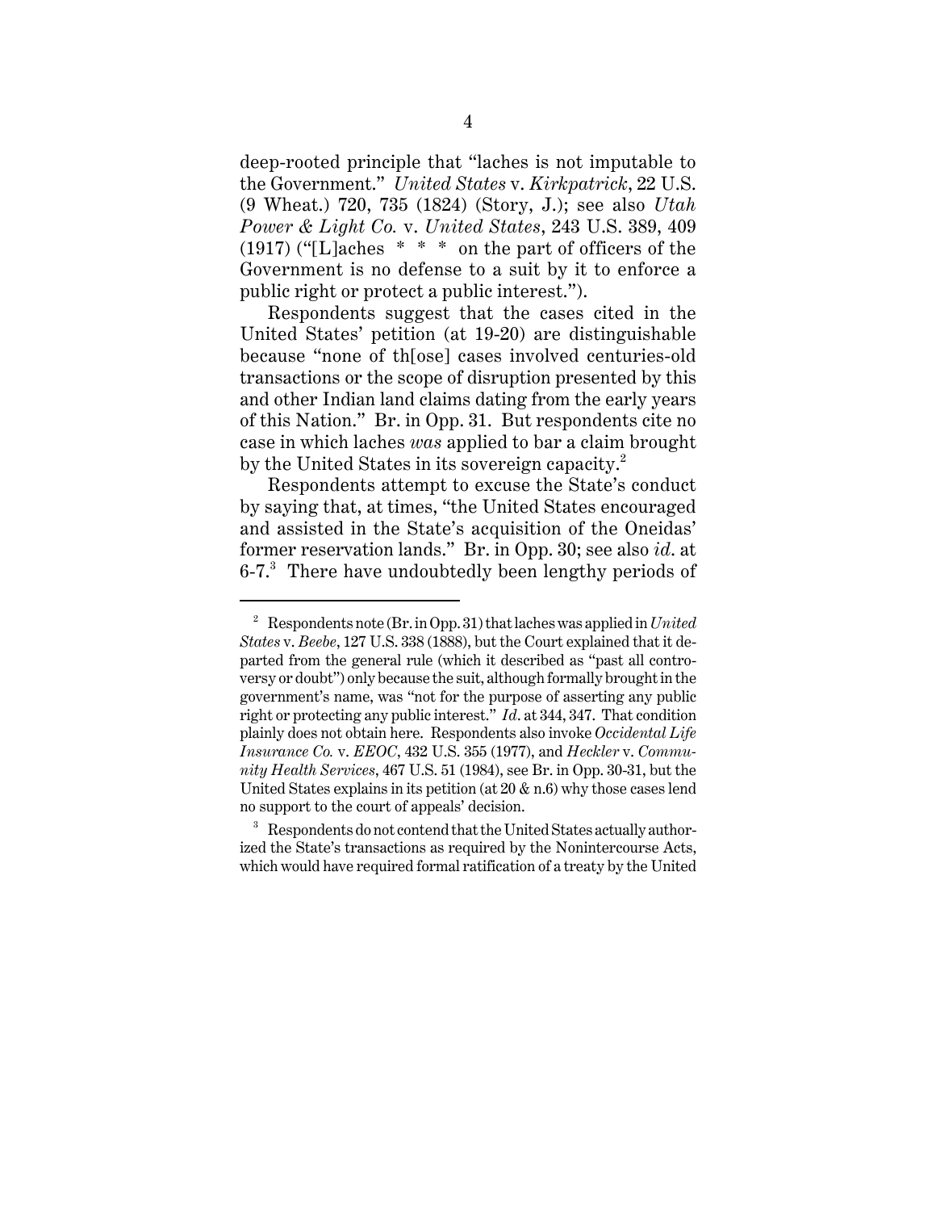deep-rooted principle that "laches is not imputable to the Government." *United States* v. *Kirkpatrick*, 22 U.S. (9 Wheat.) 720, 735 (1824) (Story, J.); see also *Utah Power & Light Co.* v. *United States*, 243 U.S. 389, 409 (1917) ("[L]aches * * * on the part of officers of the Government is no defense to a suit by it to enforce a public right or protect a public interest.").

Respondents suggest that the cases cited in the United States' petition (at 19-20) are distinguishable because "none of th[ose] cases involved centuries-old transactions or the scope of disruption presented by this and other Indian land claims dating from the early years of this Nation." Br. in Opp. 31. But respondents cite no case in which laches *was* applied to bar a claim brought by the United States in its sovereign capacity.[2]

Respondents attempt to excuse the State's conduct by saying that, at times, "the United States encouraged and assisted in the State's acquisition of the Oneidas' former reservation lands." Br. in Opp. 30; see also *id.* at 6-7.[3] There have undoubtedly been lengthy periods of

---

[2] Respondents note (Br. in Opp. 31) that laches was applied in *United States* v. *Beebe*, 127 U.S. 338 (1888), but the Court explained that it departed from the general rule (which it described as "past all controversy or doubt") only because the suit, although formally brought in the government's name, was "not for the purpose of asserting any public right or protecting any public interest." *Id.* at 344, 347. That condition plainly does not obtain here. Respondents also invoke *Occidental Life Insurance Co.* v. *EEOC*, 432 U.S. 355 (1977), and *Heckler* v. *Community Health Services*, 467 U.S. 51 (1984), see Br. in Opp. 30-31, but the United States explains in its petition (at 20 & n.6) why those cases lend no support to the court of appeals' decision.

[3] Respondents do not contend that the United States actually authorized the State's transactions as required by the Nonintercourse Acts, which would have required formal ratification of a treaty by the United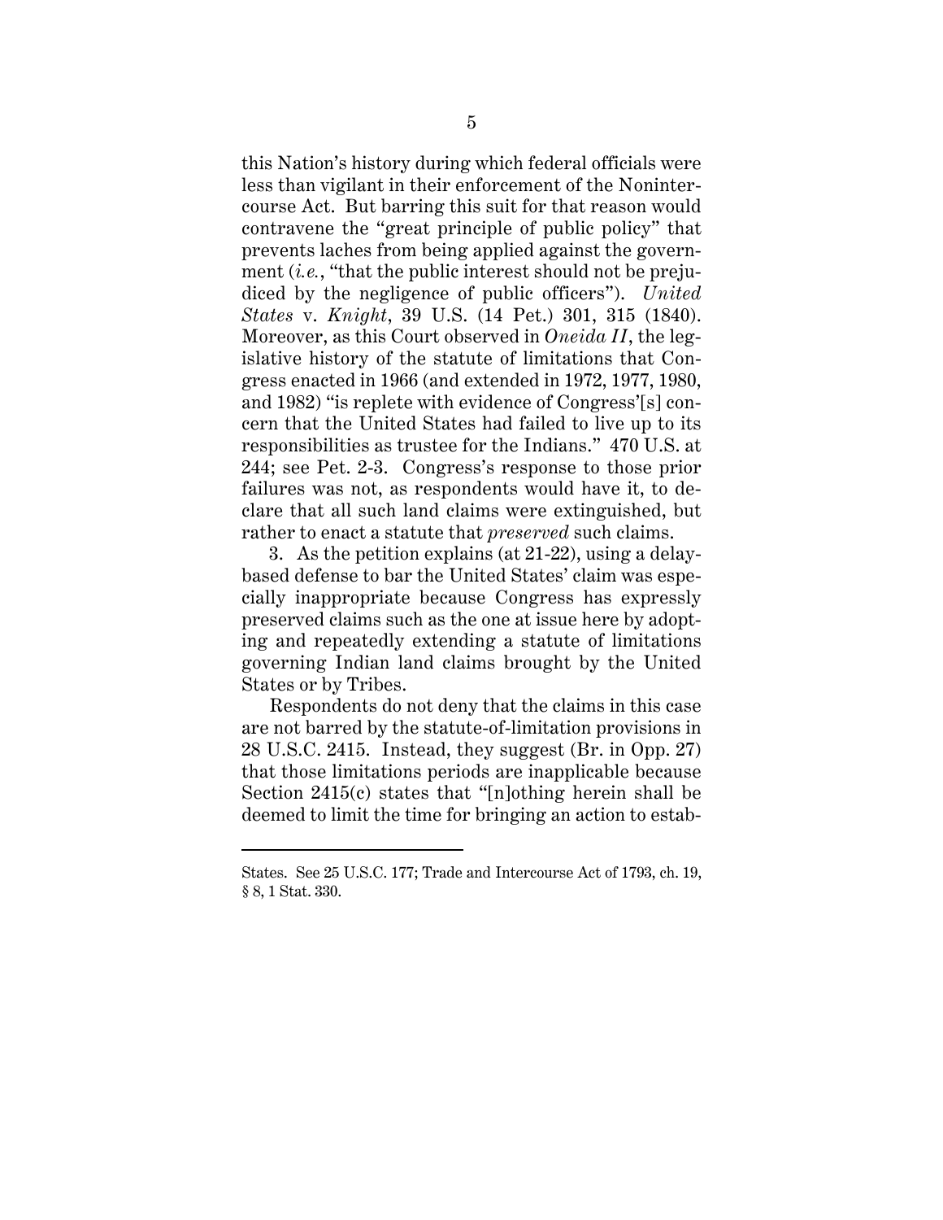this Nation's history during which federal officials were less than vigilant in their enforcement of the Nonintercourse Act. But barring this suit for that reason would contravene the "great principle of public policy" that prevents laches from being applied against the government (*i.e.*, "that the public interest should not be prejudiced by the negligence of public officers"). *United States* v. *Knight*, 39 U.S. (14 Pet.) 301, 315 (1840). Moreover, as this Court observed in *Oneida II*, the legislative history of the statute of limitations that Congress enacted in 1966 (and extended in 1972, 1977, 1980, and 1982) "is replete with evidence of Congress'[s] concern that the United States had failed to live up to its responsibilities as trustee for the Indians." 470 U.S. at 244; see Pet. 2-3. Congress's response to those prior failures was not, as respondents would have it, to declare that all such land claims were extinguished, but rather to enact a statute that *preserved* such claims.

3. As the petition explains (at 21-22), using a delay-based defense to bar the United States' claim was especially inappropriate because Congress has expressly preserved claims such as the one at issue here by adopting and repeatedly extending a statute of limitations governing Indian land claims brought by the United States or by Tribes.

Respondents do not deny that the claims in this case are not barred by the statute-of-limitation provisions in 28 U.S.C. 2415. Instead, they suggest (Br. in Opp. 27) that those limitations periods are inapplicable because Section 2415(c) states that "[n]othing herein shall be deemed to limit the time for bringing an action to estab-

---

States. See 25 U.S.C. 177; Trade and Intercourse Act of 1793, ch. 19, § 8, 1 Stat. 330.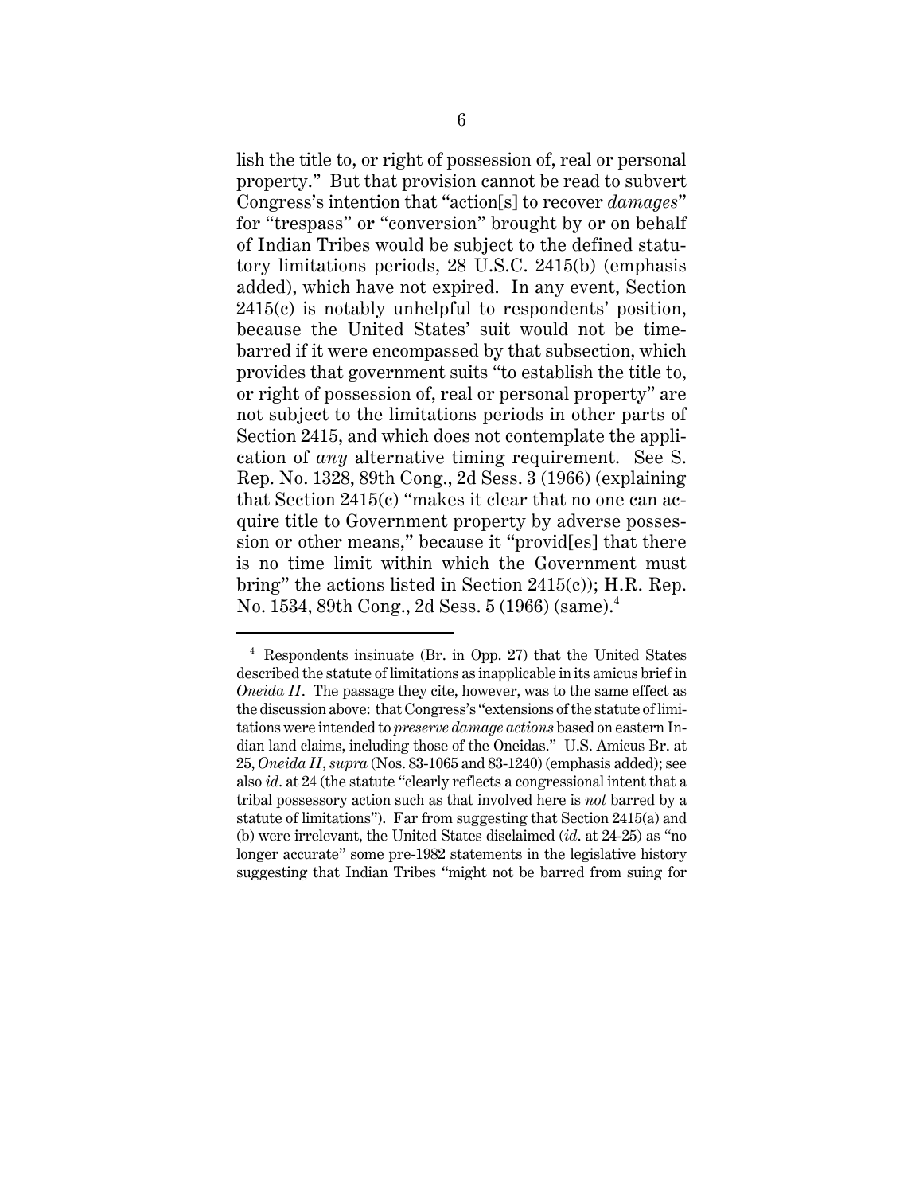lish the title to, or right of possession of, real or personal property." But that provision cannot be read to subvert Congress's intention that "action[s] to recover *damages*" for "trespass" or "conversion" brought by or on behalf of Indian Tribes would be subject to the defined statutory limitations periods, 28 U.S.C. 2415(b) (emphasis added), which have not expired. In any event, Section 2415(c) is notably unhelpful to respondents' position, because the United States' suit would not be time-barred if it were encompassed by that subsection, which provides that government suits "to establish the title to, or right of possession of, real or personal property" are not subject to the limitations periods in other parts of Section 2415, and which does not contemplate the application of *any* alternative timing requirement. See S. Rep. No. 1328, 89th Cong., 2d Sess. 3 (1966) (explaining that Section 2415(c) "makes it clear that no one can acquire title to Government property by adverse possession or other means," because it "provid[es] that there is no time limit within which the Government must bring" the actions listed in Section 2415(c)); H.R. Rep. No. 1534, 89th Cong., 2d Sess. 5 (1966) (same).[4]

---

[4] Respondents insinuate (Br. in Opp. 27) that the United States described the statute of limitations as inapplicable in its amicus brief in *Oneida II*. The passage they cite, however, was to the same effect as the discussion above: that Congress's "extensions of the statute of limitations were intended to *preserve damage actions* based on eastern Indian land claims, including those of the Oneidas." U.S. Amicus Br. at 25, *Oneida II*, *supra* (Nos. 83-1065 and 83-1240) (emphasis added); see also *id.* at 24 (the statute "clearly reflects a congressional intent that a tribal possessory action such as that involved here is *not* barred by a statute of limitations"). Far from suggesting that Section 2415(a) and (b) were irrelevant, the United States disclaimed (*id.* at 24-25) as "no longer accurate" some pre-1982 statements in the legislative history suggesting that Indian Tribes "might not be barred from suing for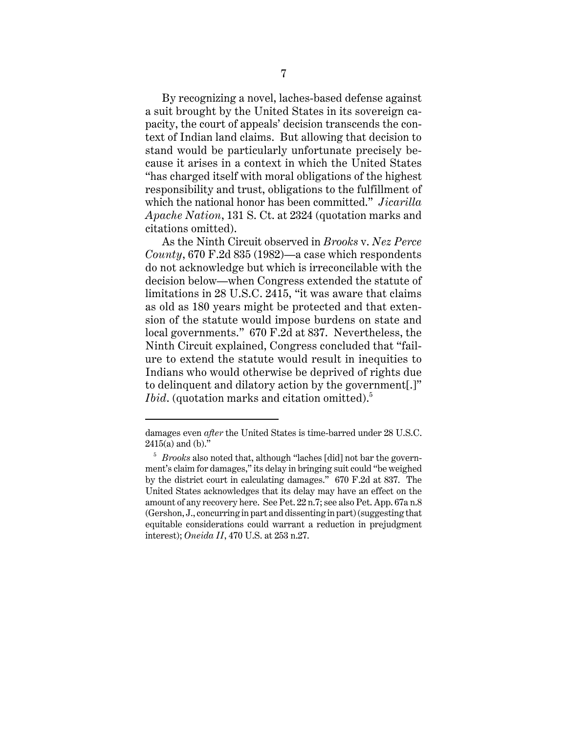By recognizing a novel, laches-based defense against a suit brought by the United States in its sovereign capacity, the court of appeals' decision transcends the context of Indian land claims. But allowing that decision to stand would be particularly unfortunate precisely because it arises in a context in which the United States "has charged itself with moral obligations of the highest responsibility and trust, obligations to the fulfillment of which the national honor has been committed." *Jicarilla Apache Nation*, 131 S. Ct. at 2324 (quotation marks and citations omitted).

As the Ninth Circuit observed in *Brooks* v. *Nez Perce County*, 670 F.2d 835 (1982)—a case which respondents do not acknowledge but which is irreconcilable with the decision below—when Congress extended the statute of limitations in 28 U.S.C. 2415, "it was aware that claims as old as 180 years might be protected and that extension of the statute would impose burdens on state and local governments." 670 F.2d at 837. Nevertheless, the Ninth Circuit explained, Congress concluded that "failure to extend the statute would result in inequities to Indians who would otherwise be deprived of rights due to delinquent and dilatory action by the government[.]" *Ibid*. (quotation marks and citation omitted).[5]

---

damages even *after* the United States is time-barred under 28 U.S.C. 2415(a) and (b)."

[5] *Brooks* also noted that, although "laches [did] not bar the government's claim for damages," its delay in bringing suit could "be weighed by the district court in calculating damages." 670 F.2d at 837. The United States acknowledges that its delay may have an effect on the amount of any recovery here. See Pet. 22 n.7; see also Pet. App. 67a n.8 (Gershon, J., concurring in part and dissenting in part) (suggesting that equitable considerations could warrant a reduction in prejudgment interest); *Oneida II*, 470 U.S. at 253 n.27.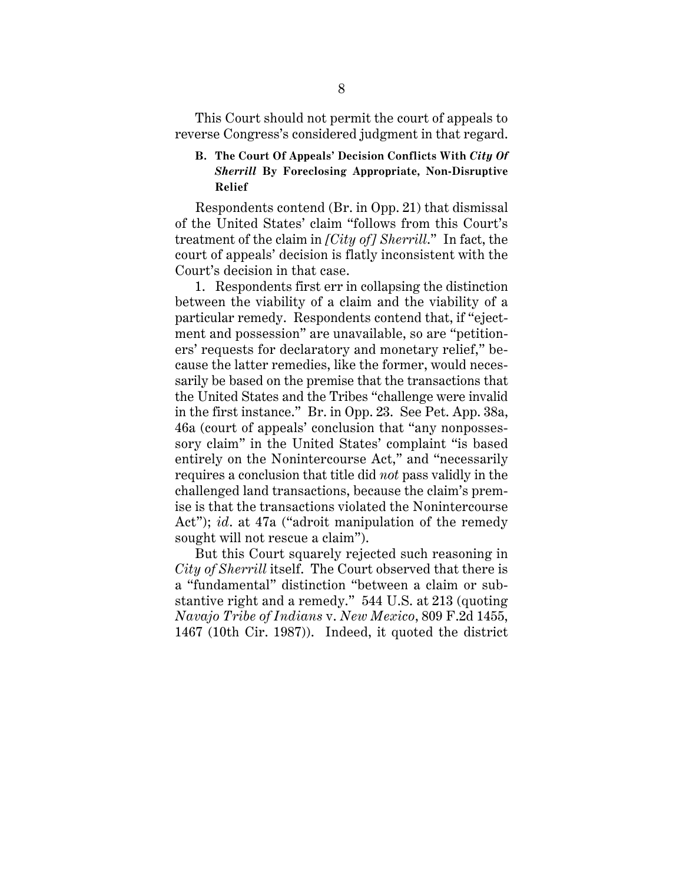This Court should not permit the court of appeals to reverse Congress's considered judgment in that regard.

### B. The Court Of Appeals' Decision Conflicts With *City Of Sherrill* By Foreclosing Appropriate, Non-Disruptive Relief

Respondents contend (Br. in Opp. 21) that dismissal of the United States' claim "follows from this Court's treatment of the claim in *[City of] Sherrill*." In fact, the court of appeals' decision is flatly inconsistent with the Court's decision in that case.

1. Respondents first err in collapsing the distinction between the viability of a claim and the viability of a particular remedy. Respondents contend that, if "ejectment and possession" are unavailable, so are "petitioners' requests for declaratory and monetary relief," because the latter remedies, like the former, would necessarily be based on the premise that the transactions that the United States and the Tribes "challenge were invalid in the first instance." Br. in Opp. 23. See Pet. App. 38a, 46a (court of appeals' conclusion that "any nonpossessory claim" in the United States' complaint "is based entirely on the Nonintercourse Act," and "necessarily requires a conclusion that title did *not* pass validly in the challenged land transactions, because the claim's premise is that the transactions violated the Nonintercourse Act"); *id*. at 47a ("adroit manipulation of the remedy sought will not rescue a claim").

But this Court squarely rejected such reasoning in *City of Sherrill* itself. The Court observed that there is a "fundamental" distinction "between a claim or substantive right and a remedy." 544 U.S. at 213 (quoting *Navajo Tribe of Indians* v. *New Mexico*, 809 F.2d 1455, 1467 (10th Cir. 1987)). Indeed, it quoted the district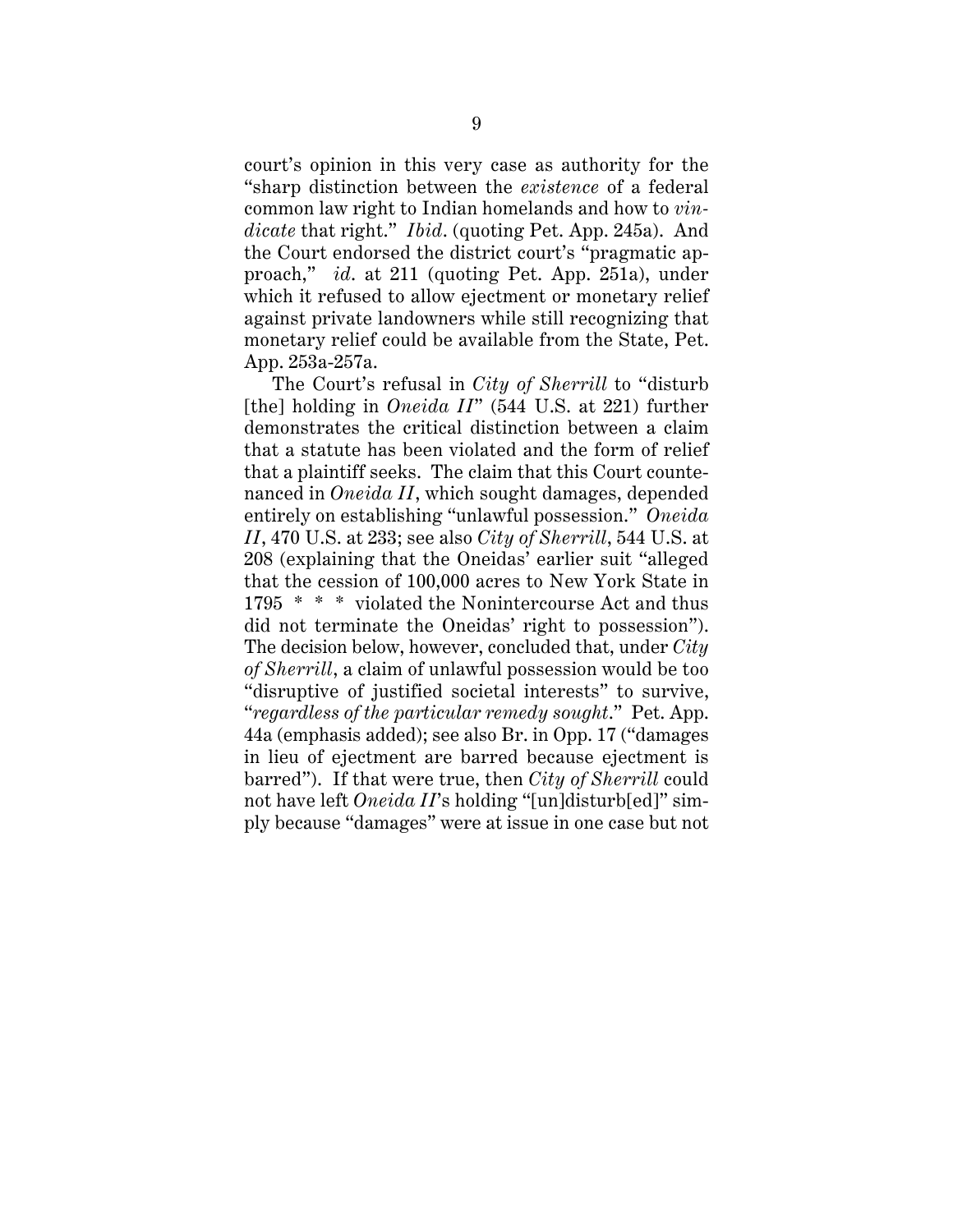court's opinion in this very case as authority for the "sharp distinction between the *existence* of a federal common law right to Indian homelands and how to *vindicate* that right." *Ibid*. (quoting Pet. App. 245a). And the Court endorsed the district court's "pragmatic approach," *id*. at 211 (quoting Pet. App. 251a), under which it refused to allow ejectment or monetary relief against private landowners while still recognizing that monetary relief could be available from the State, Pet. App. 253a-257a.

The Court's refusal in *City of Sherrill* to "disturb [the] holding in *Oneida II*" (544 U.S. at 221) further demonstrates the critical distinction between a claim that a statute has been violated and the form of relief that a plaintiff seeks. The claim that this Court countenanced in *Oneida II*, which sought damages, depended entirely on establishing "unlawful possession." *Oneida II*, 470 U.S. at 233; see also *City of Sherrill*, 544 U.S. at 208 (explaining that the Oneidas' earlier suit "alleged that the cession of 100,000 acres to New York State in 1795 * * * violated the Nonintercourse Act and thus did not terminate the Oneidas' right to possession"). The decision below, however, concluded that, under *City of Sherrill*, a claim of unlawful possession would be too "disruptive of justified societal interests" to survive, "*regardless of the particular remedy sought*." Pet. App. 44a (emphasis added); see also Br. in Opp. 17 ("damages in lieu of ejectment are barred because ejectment is barred"). If that were true, then *City of Sherrill* could not have left *Oneida II*'s holding "[un]disturb[ed]" simply because "damages" were at issue in one case but not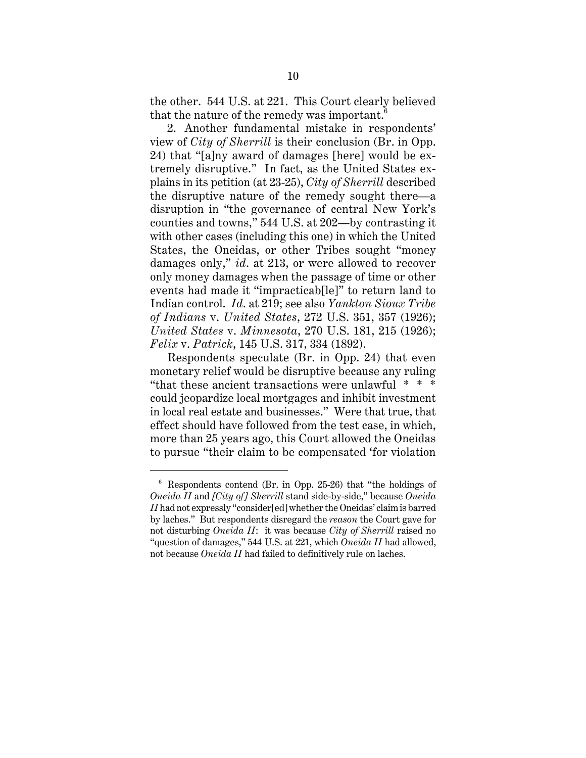the other. 544 U.S. at 221. This Court clearly believed that the nature of the remedy was important.[6]

2. Another fundamental mistake in respondents' view of *City of Sherrill* is their conclusion (Br. in Opp. 24) that "[a]ny award of damages [here] would be extremely disruptive." In fact, as the United States explains in its petition (at 23-25), *City of Sherrill* described the disruptive nature of the remedy sought there—a disruption in "the governance of central New York's counties and towns," 544 U.S. at 202—by contrasting it with other cases (including this one) in which the United States, the Oneidas, or other Tribes sought "money damages only," *id*. at 213, or were allowed to recover only money damages when the passage of time or other events had made it "impracticab[le]" to return land to Indian control. *Id*. at 219; see also *Yankton Sioux Tribe of Indians* v. *United States*, 272 U.S. 351, 357 (1926); *United States* v. *Minnesota*, 270 U.S. 181, 215 (1926); *Felix* v. *Patrick*, 145 U.S. 317, 334 (1892).

Respondents speculate (Br. in Opp. 24) that even monetary relief would be disruptive because any ruling "that these ancient transactions were unlawful * * * could jeopardize local mortgages and inhibit investment in local real estate and businesses." Were that true, that effect should have followed from the test case, in which, more than 25 years ago, this Court allowed the Oneidas to pursue "their claim to be compensated 'for violation

[6] Respondents contend (Br. in Opp. 25-26) that "the holdings of *Oneida II* and *[City of] Sherrill* stand side-by-side," because *Oneida II* had not expressly "consider[ed] whether the Oneidas' claim is barred by laches." But respondents disregard the *reason* the Court gave for not disturbing *Oneida II*: it was because *City of Sherrill* raised no "question of damages," 544 U.S. at 221, which *Oneida II* had allowed, not because *Oneida II* had failed to definitively rule on laches.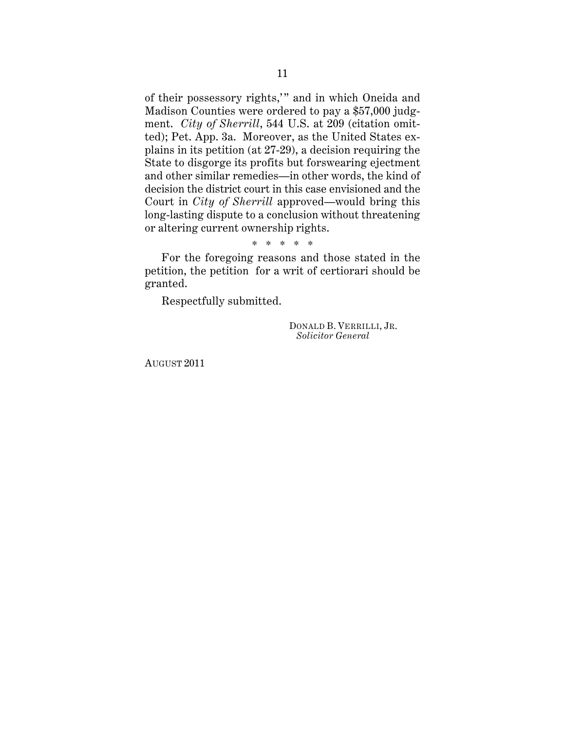of their possessory rights,'" and in which Oneida and Madison Counties were ordered to pay a $57,000 judgment. *City of Sherrill*, 544 U.S. at 209 (citation omitted); Pet. App. 3a. Moreover, as the United States explains in its petition (at 27-29), a decision requiring the State to disgorge its profits but forswearing ejectment and other similar remedies—in other words, the kind of decision the district court in this case envisioned and the Court in *City of Sherrill* approved—would bring this long-lasting dispute to a conclusion without threatening or altering current ownership rights.

\* \* \* \* \*

For the foregoing reasons and those stated in the petition, the petition for a writ of certiorari should be granted.

Respectfully submitted.

DONALD B. VERRILLI, JR.
*Solicitor General*

AUGUST 2011